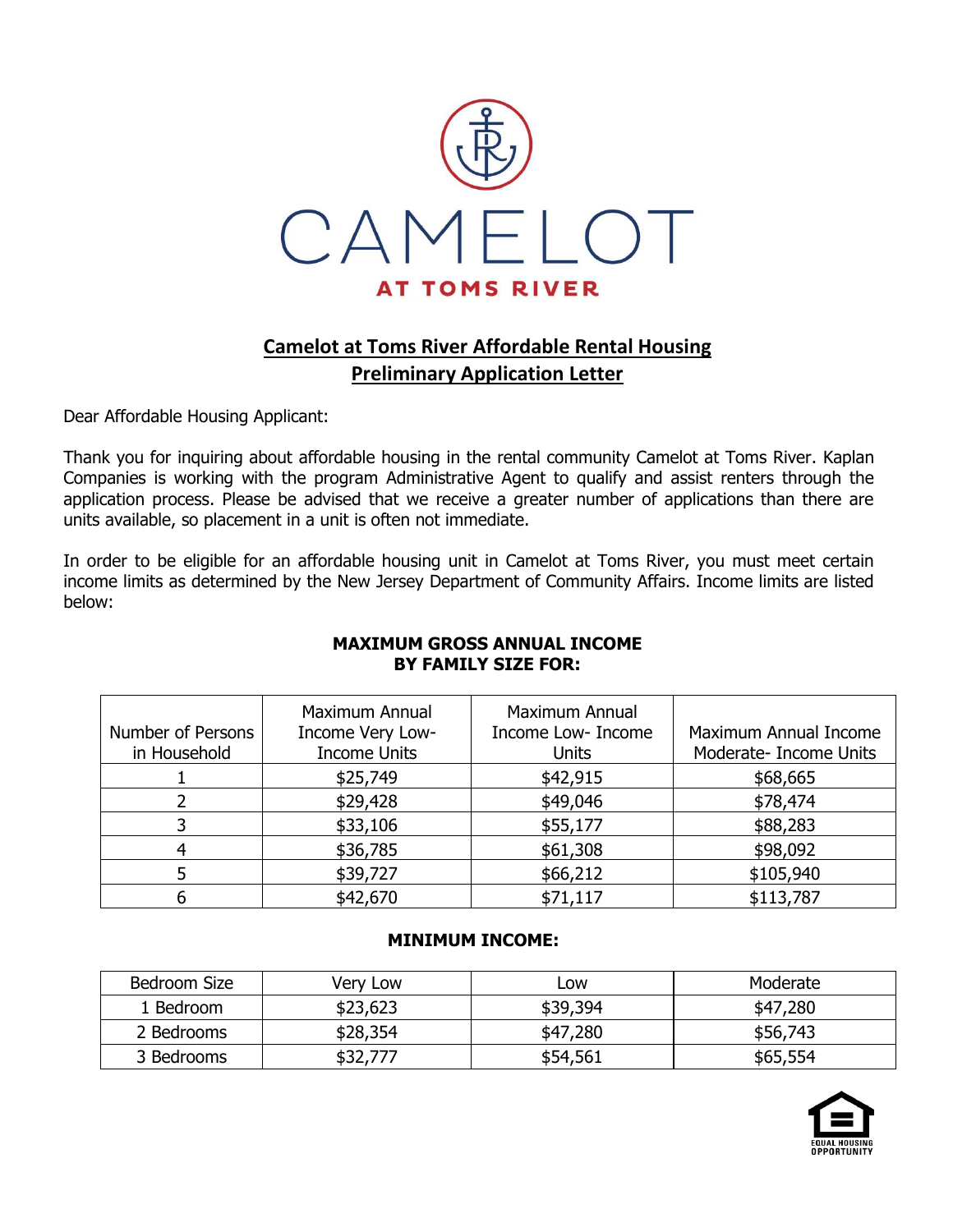# CAMELOT AT TOMS RIVER

## Camelot at Toms River Affordable Rental Housing Preliminary Application Letter

Dear Affordable Housing Applicant:

Thank you for inquiring about affordable housing in the rental community Camelot at Toms River. Kaplan Companies is working with the program Administrative Agent to qualify and assist renters through the application process. Please be advised that we receive a greater number of applications than there are units available, so placement in a unit is often not immediate.

In order to be eligible for an affordable housing unit in Camelot at Toms River, you must meet certain income limits as determined by the New Jersey Department of Community Affairs. Income limits are listed below:

**MAXIMUM GROSS ANNUAL INCOME BY FAMILY SIZE FOR:**

| Number of Persons in Household | Maximum Annual Income Very Low-Income Units | Maximum Annual Income Low- Income Units | Maximum Annual Income Moderate- Income Units |
|---|---|---|---|
| 1 | $25,749 | $42,915 | $68,665 |
| 2 | $29,428 | $49,046 | $78,474 |
| 3 | $33,106 | $55,177 | $88,283 |
| 4 | $36,785 | $61,308 | $98,092 |
| 5 | $39,727 | $66,212 | $105,940 |
| 6 | $42,670 | $71,117 | $113,787 |

**MINIMUM INCOME:**

| Bedroom Size | Very Low | Low | Moderate |
|---|---|---|---|
| 1 Bedroom | $23,623 | $39,394 | $47,280 |
| 2 Bedrooms | $28,354 | $47,280 | $56,743 |
| 3 Bedrooms | $32,777 | $54,561 | $65,554 |

EQUAL HOUSING OPPORTUNITY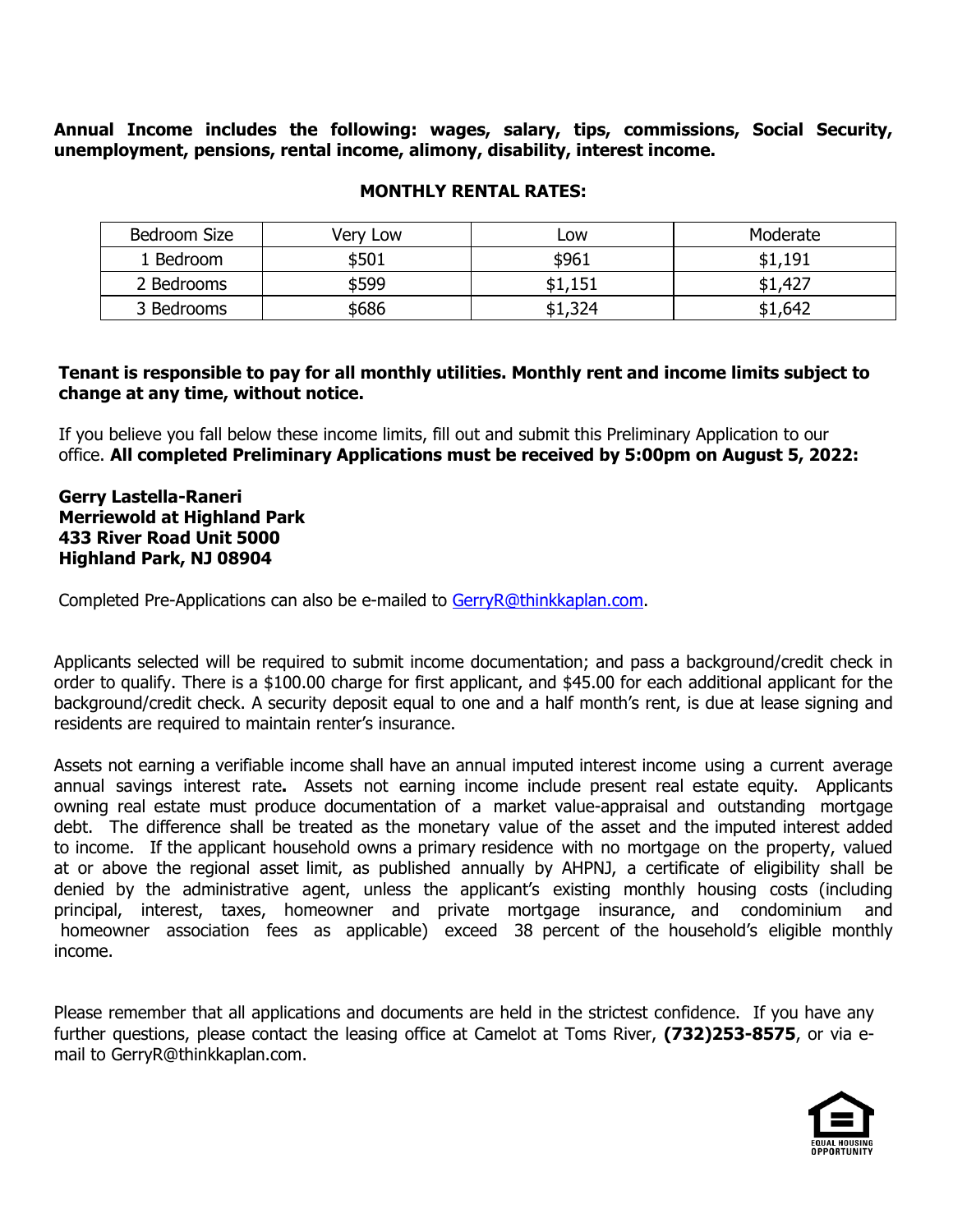**Annual Income includes the following: wages, salary, tips, commissions, Social Security, unemployment, pensions, rental income, alimony, disability, interest income.**

**MONTHLY RENTAL RATES:**

| Bedroom Size | Very Low | Low | Moderate |
|---|---|---|---|
| 1 Bedroom | $501 | $961 | $1,191 |
| 2 Bedrooms | $599 | $1,151 | $1,427 |
| 3 Bedrooms | $686 | $1,324 | $1,642 |

**Tenant is responsible to pay for all monthly utilities. Monthly rent and income limits subject to change at any time, without notice.**

If you believe you fall below these income limits, fill out and submit this Preliminary Application to our office. **All completed Preliminary Applications must be received by 5:00pm on August 5, 2022:**

**Gerry Lastella-Raneri**
**Merriewold at Highland Park**
**433 River Road Unit 5000**
**Highland Park, NJ 08904**

Completed Pre-Applications can also be e-mailed to GerryR@thinkkaplan.com.

Applicants selected will be required to submit income documentation; and pass a background/credit check in order to qualify. There is a $100.00 charge for first applicant, and $45.00 for each additional applicant for the background/credit check. A security deposit equal to one and a half month's rent, is due at lease signing and residents are required to maintain renter's insurance.

Assets not earning a verifiable income shall have an annual imputed interest income using a current average annual savings interest rate**.** Assets not earning income include present real estate equity. Applicants owning real estate must produce documentation of a market value-appraisal and outstanding mortgage debt. The difference shall be treated as the monetary value of the asset and the imputed interest added to income. If the applicant household owns a primary residence with no mortgage on the property, valued at or above the regional asset limit, as published annually by AHPNJ, a certificate of eligibility shall be denied by the administrative agent, unless the applicant's existing monthly housing costs (including principal, interest, taxes, homeowner and private mortgage insurance, and condominium and homeowner association fees as applicable) exceed 38 percent of the household's eligible monthly income.

Please remember that all applications and documents are held in the strictest confidence. If you have any further questions, please contact the leasing office at Camelot at Toms River, **(732)253-8575**, or via e-mail to GerryR@thinkkaplan.com.

EQUAL HOUSING OPPORTUNITY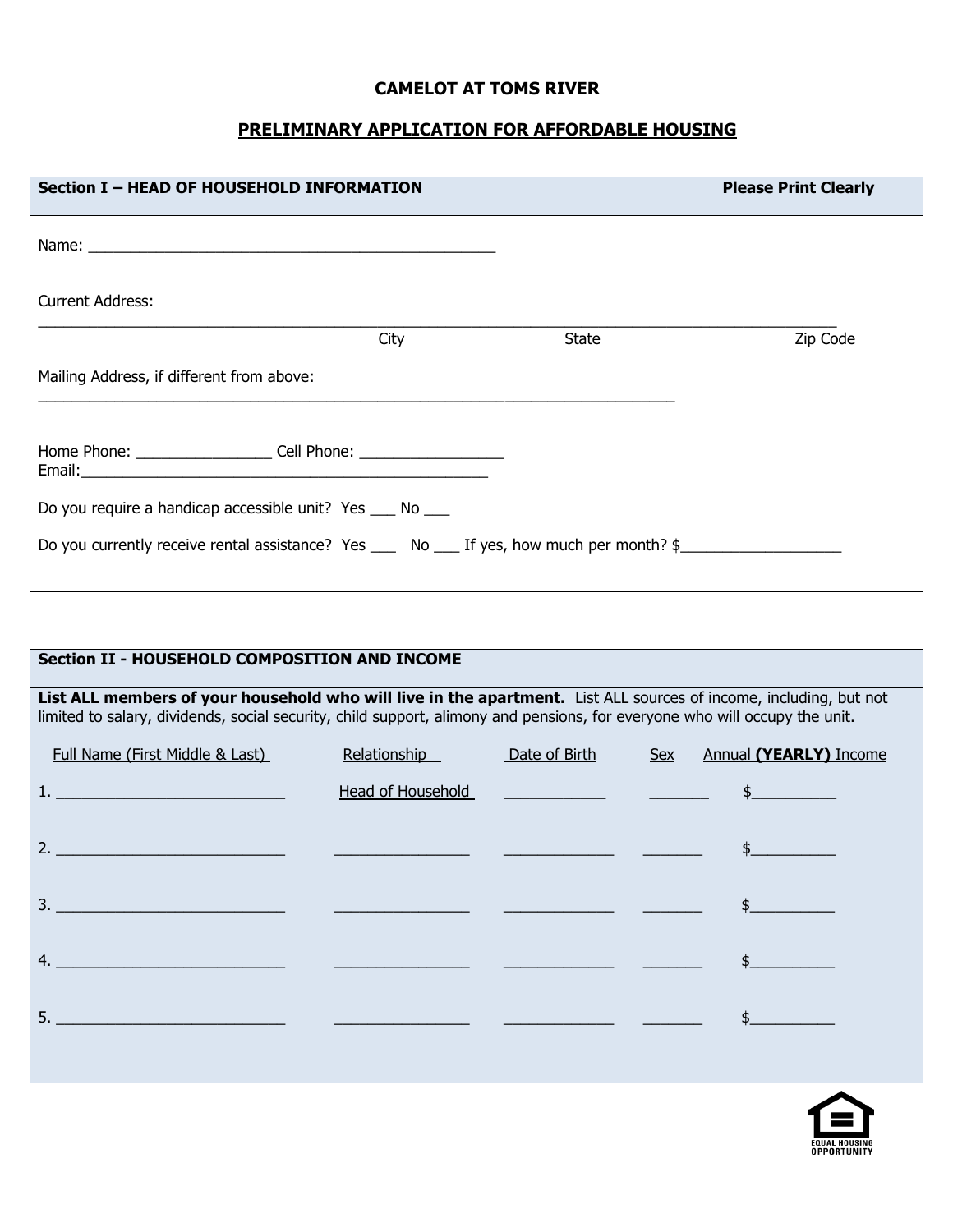**CAMELOT AT TOMS RIVER**

**PRELIMINARY APPLICATION FOR AFFORDABLE HOUSING**

**Section I – HEAD OF HOUSEHOLD INFORMATION** **Please Print Clearly**

Name: ________________________________________________

Current Address:

_____________________________________________________________________________________________

City State Zip Code

Mailing Address, if different from above:

_____________________________________________________________________________

Home Phone: ________________ Cell Phone: _________________

Email:________________________________________________

Do you require a handicap accessible unit? Yes ___ No ___

Do you currently receive rental assistance? Yes ___ No ___ If yes, how much per month? $___________________

**Section II - HOUSEHOLD COMPOSITION AND INCOME**

**List ALL members of your household who will live in the apartment.** List ALL sources of income, including, but not limited to salary, dividends, social security, child support, alimony and pensions, for everyone who will occupy the unit.

| Full Name (First Middle & Last) | Relationship | Date of Birth | Sex | Annual **(YEARLY)** Income |
|---|---|---|---|---|
| 1. ___________________________ | Head of Household | ____________ | _______ | $__________ |
| 2. ___________________________ | ________________ | _____________ | _______ | $__________ |
| 3. ___________________________ | ________________ | _____________ | _______ | $__________ |
| 4. ___________________________ | ________________ | _____________ | _______ | $__________ |
| 5. ___________________________ | ________________ | _____________ | _______ | $__________ |

EQUAL HOUSING OPPORTUNITY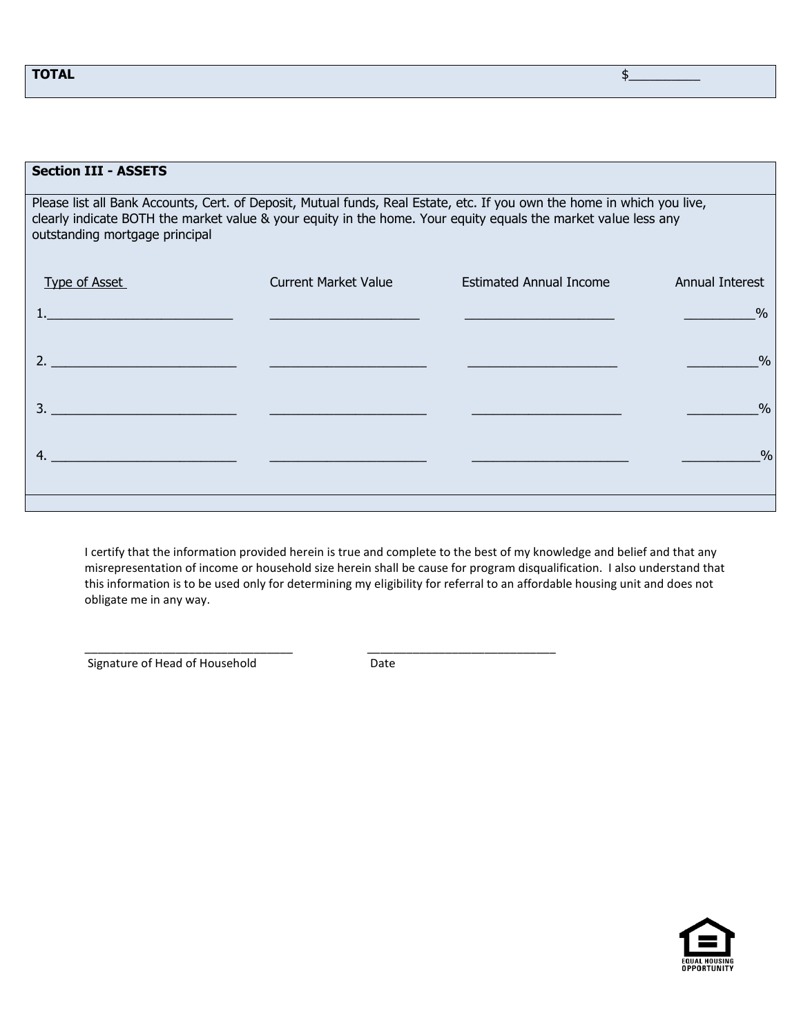| **TOTAL** | $__________ |
|---|---|

| **Section III - ASSETS** | | | |
|---|---|---|---|
| Please list all Bank Accounts, Cert. of Deposit, Mutual funds, Real Estate, etc. If you own the home in which you live, clearly indicate BOTH the market value & your equity in the home. Your equity equals the market value less any outstanding mortgage principal | | | |
| <u>Type of Asset</u> | Current Market Value | Estimated Annual Income | Annual Interest |
| 1.__________________________ | _____________________ | _____________________ | __________% |
| 2. __________________________ | ______________________ | _____________________ | __________% |
| 3. __________________________ | ______________________ | _____________________ | __________% |
| 4. __________________________ | ______________________ | ______________________ | ___________% |

I certify that the information provided herein is true and complete to the best of my knowledge and belief and that any misrepresentation of income or household size herein shall be cause for program disqualification. I also understand that this information is to be used only for determining my eligibility for referral to an affordable housing unit and does not obligate me in any way.

________________________________ ____________________________

Signature of Head of Household Date

EQUAL HOUSING OPPORTUNITY